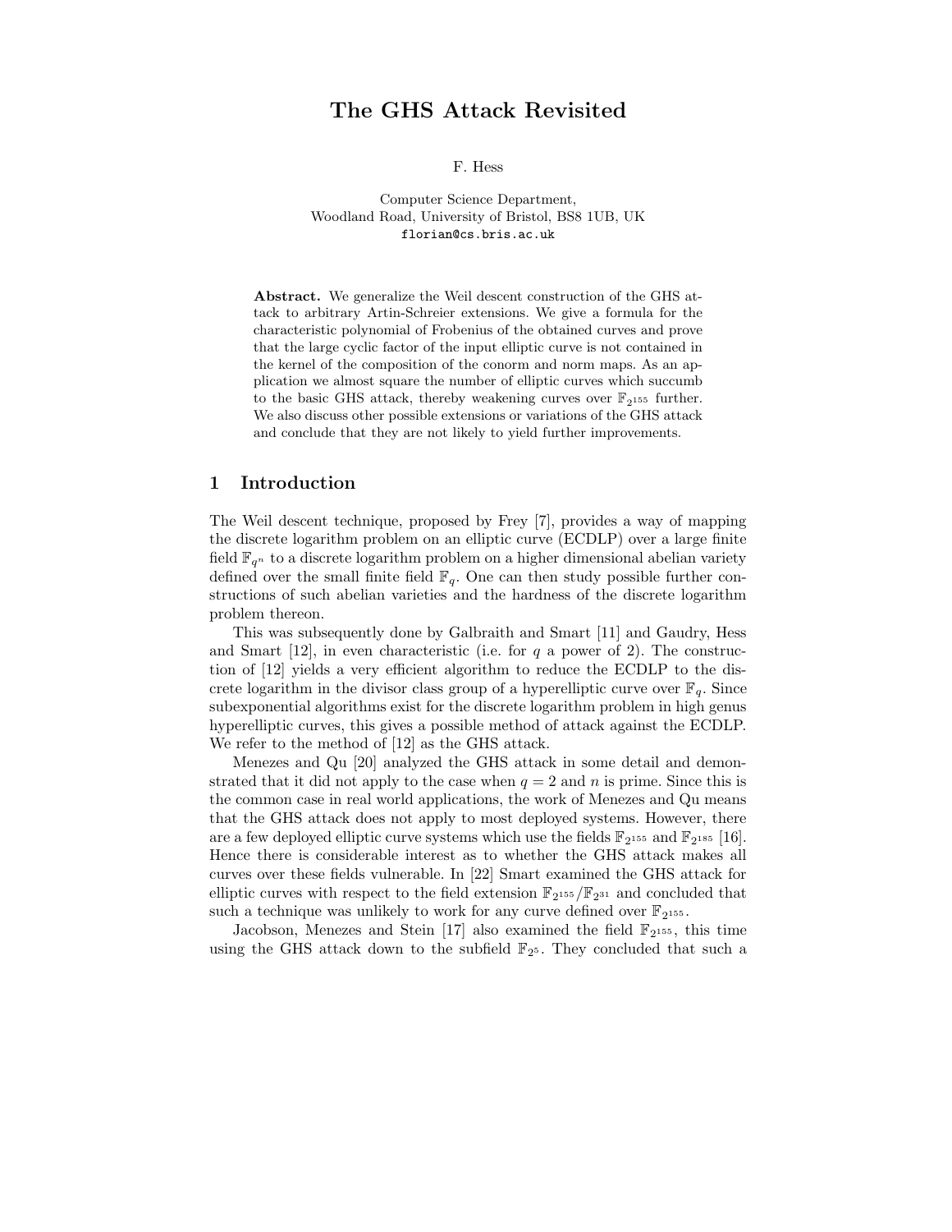# The GHS Attack Revisited

F. Hess

Computer Science Department,
Woodland Road, University of Bristol, BS8 1UB, UK
florian@cs.bris.ac.uk

**Abstract.** We generalize the Weil descent construction of the GHS attack to arbitrary Artin-Schreier extensions. We give a formula for the characteristic polynomial of Frobenius of the obtained curves and prove that the large cyclic factor of the input elliptic curve is not contained in the kernel of the composition of the conorm and norm maps. As an application we almost square the number of elliptic curves which succumb to the basic GHS attack, thereby weakening curves over $\mathbb{F}_{2^{155}}$ further. We also discuss other possible extensions or variations of the GHS attack and conclude that they are not likely to yield further improvements.

## 1 Introduction

The Weil descent technique, proposed by Frey [7], provides a way of mapping the discrete logarithm problem on an elliptic curve (ECDLP) over a large finite field $\mathbb{F}_{q^n}$ to a discrete logarithm problem on a higher dimensional abelian variety defined over the small finite field $\mathbb{F}_q$. One can then study possible further constructions of such abelian varieties and the hardness of the discrete logarithm problem thereon.

This was subsequently done by Galbraith and Smart [11] and Gaudry, Hess and Smart [12], in even characteristic (i.e. for $q$ a power of 2). The construction of [12] yields a very efficient algorithm to reduce the ECDLP to the discrete logarithm in the divisor class group of a hyperelliptic curve over $\mathbb{F}_q$. Since subexponential algorithms exist for the discrete logarithm problem in high genus hyperelliptic curves, this gives a possible method of attack against the ECDLP. We refer to the method of [12] as the GHS attack.

Menezes and Qu [20] analyzed the GHS attack in some detail and demonstrated that it did not apply to the case when $q = 2$ and $n$ is prime. Since this is the common case in real world applications, the work of Menezes and Qu means that the GHS attack does not apply to most deployed systems. However, there are a few deployed elliptic curve systems which use the fields $\mathbb{F}_{2^{155}}$ and $\mathbb{F}_{2^{185}}$ [16]. Hence there is considerable interest as to whether the GHS attack makes all curves over these fields vulnerable. In [22] Smart examined the GHS attack for elliptic curves with respect to the field extension $\mathbb{F}_{2^{155}}/\mathbb{F}_{2^{31}}$ and concluded that such a technique was unlikely to work for any curve defined over $\mathbb{F}_{2^{155}}$.

Jacobson, Menezes and Stein [17] also examined the field $\mathbb{F}_{2^{155}}$, this time using the GHS attack down to the subfield $\mathbb{F}_{2^5}$. They concluded that such a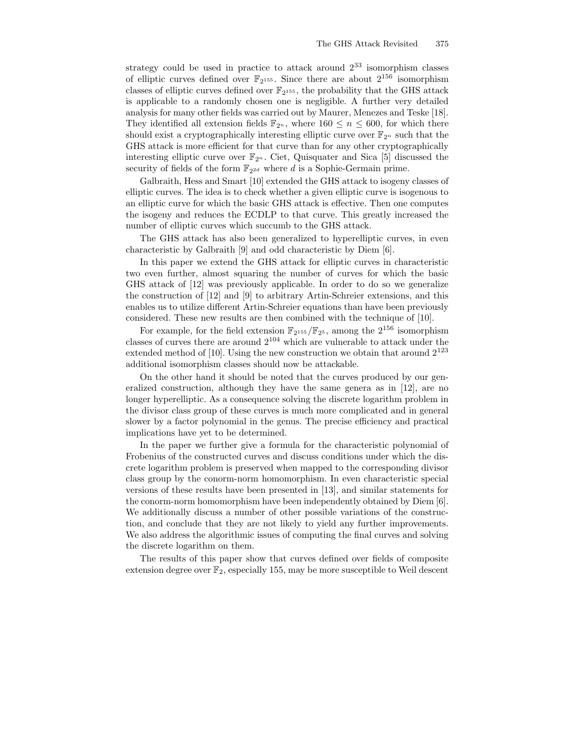strategy could be used in practice to attack around $2^{33}$ isomorphism classes of elliptic curves defined over $\mathbb{F}_{2^{155}}$. Since there are about $2^{156}$ isomorphism classes of elliptic curves defined over $\mathbb{F}_{2^{155}}$, the probability that the GHS attack is applicable to a randomly chosen one is negligible. A further very detailed analysis for many other fields was carried out by Maurer, Menezes and Teske [18]. They identified all extension fields $\mathbb{F}_{2^n}$, where $160 \leq n \leq 600$, for which there should exist a cryptographically interesting elliptic curve over $\mathbb{F}_{2^n}$ such that the GHS attack is more efficient for that curve than for any other cryptographically interesting elliptic curve over $\mathbb{F}_{2^n}$. Ciet, Quisquater and Sica [5] discussed the security of fields of the form $\mathbb{F}_{2^{2d}}$ where $d$ is a Sophie-Germain prime.

Galbraith, Hess and Smart [10] extended the GHS attack to isogeny classes of elliptic curves. The idea is to check whether a given elliptic curve is isogenous to an elliptic curve for which the basic GHS attack is effective. Then one computes the isogeny and reduces the ECDLP to that curve. This greatly increased the number of elliptic curves which succumb to the GHS attack.

The GHS attack has also been generalized to hyperelliptic curves, in even characteristic by Galbraith [9] and odd characteristic by Diem [6].

In this paper we extend the GHS attack for elliptic curves in characteristic two even further, almost squaring the number of curves for which the basic GHS attack of [12] was previously applicable. In order to do so we generalize the construction of [12] and [9] to arbitrary Artin-Schreier extensions, and this enables us to utilize different Artin-Schreier equations than have been previously considered. These new results are then combined with the technique of [10].

For example, for the field extension $\mathbb{F}_{2^{155}}/\mathbb{F}_{2^5}$, among the $2^{156}$ isomorphism classes of curves there are around $2^{104}$ which are vulnerable to attack under the extended method of [10]. Using the new construction we obtain that around $2^{123}$ additional isomorphism classes should now be attackable.

On the other hand it should be noted that the curves produced by our generalized construction, although they have the same genera as in [12], are no longer hyperelliptic. As a consequence solving the discrete logarithm problem in the divisor class group of these curves is much more complicated and in general slower by a factor polynomial in the genus. The precise efficiency and practical implications have yet to be determined.

In the paper we further give a formula for the characteristic polynomial of Frobenius of the constructed curves and discuss conditions under which the discrete logarithm problem is preserved when mapped to the corresponding divisor class group by the conorm-norm homomorphism. In even characteristic special versions of these results have been presented in [13], and similar statements for the conorm-norm homomorphism have been independently obtained by Diem [6]. We additionally discuss a number of other possible variations of the construction, and conclude that they are not likely to yield any further improvements. We also address the algorithmic issues of computing the final curves and solving the discrete logarithm on them.

The results of this paper show that curves defined over fields of composite extension degree over $\mathbb{F}_2$, especially 155, may be more susceptible to Weil descent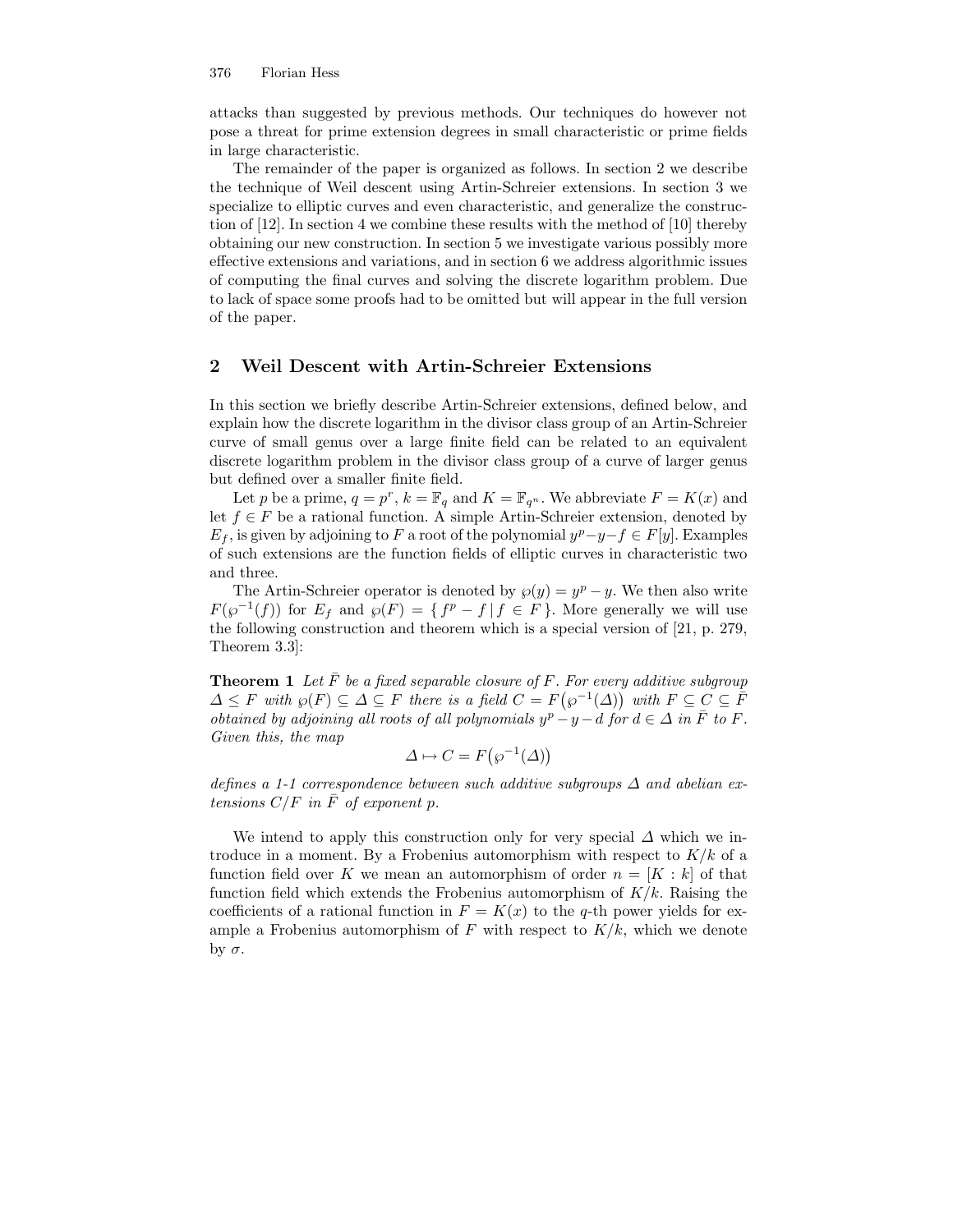attacks than suggested by previous methods. Our techniques do however not pose a threat for prime extension degrees in small characteristic or prime fields in large characteristic.

The remainder of the paper is organized as follows. In section 2 we describe the technique of Weil descent using Artin-Schreier extensions. In section 3 we specialize to elliptic curves and even characteristic, and generalize the construction of [12]. In section 4 we combine these results with the method of [10] thereby obtaining our new construction. In section 5 we investigate various possibly more effective extensions and variations, and in section 6 we address algorithmic issues of computing the final curves and solving the discrete logarithm problem. Due to lack of space some proofs had to be omitted but will appear in the full version of the paper.

## 2 Weil Descent with Artin-Schreier Extensions

In this section we briefly describe Artin-Schreier extensions, defined below, and explain how the discrete logarithm in the divisor class group of an Artin-Schreier curve of small genus over a large finite field can be related to an equivalent discrete logarithm problem in the divisor class group of a curve of larger genus but defined over a smaller finite field.

Let $p$ be a prime, $q = p^r$, $k = \mathbb{F}_q$ and $K = \mathbb{F}_{q^n}$. We abbreviate $F = K(x)$ and let $f \in F$ be a rational function. A simple Artin-Schreier extension, denoted by $E_f$, is given by adjoining to $F$ a root of the polynomial $y^p - y - f \in F[y]$. Examples of such extensions are the function fields of elliptic curves in characteristic two and three.

The Artin-Schreier operator is denoted by $\wp(y) = y^p - y$. We then also write $F(\wp^{-1}(f))$ for $E_f$ and $\wp(F) = \{\, f^p - f \mid f \in F \,\}$. More generally we will use the following construction and theorem which is a special version of [21, p. 279, Theorem 3.3]:

**Theorem 1** *Let $\bar{F}$ be a fixed separable closure of $F$. For every additive subgroup $\Delta \leq F$ with $\wp(F) \subseteq \Delta \subseteq F$ there is a field $C = F\big(\wp^{-1}(\Delta)\big)$ with $F \subseteq C \subseteq \bar{F}$ obtained by adjoining all roots of all polynomials $y^p - y - d$ for $d \in \Delta$ in $\bar{F}$ to $F$. Given this, the map*

$$\Delta \mapsto C = F\big(\wp^{-1}(\Delta)\big)$$

*defines a 1-1 correspondence between such additive subgroups $\Delta$ and abelian extensions $C/F$ in $\bar{F}$ of exponent $p$.*

We intend to apply this construction only for very special $\Delta$ which we introduce in a moment. By a Frobenius automorphism with respect to $K/k$ of a function field over $K$ we mean an automorphism of order $n = [K : k]$ of that function field which extends the Frobenius automorphism of $K/k$. Raising the coefficients of a rational function in $F = K(x)$ to the $q$-th power yields for example a Frobenius automorphism of $F$ with respect to $K/k$, which we denote by $\sigma$.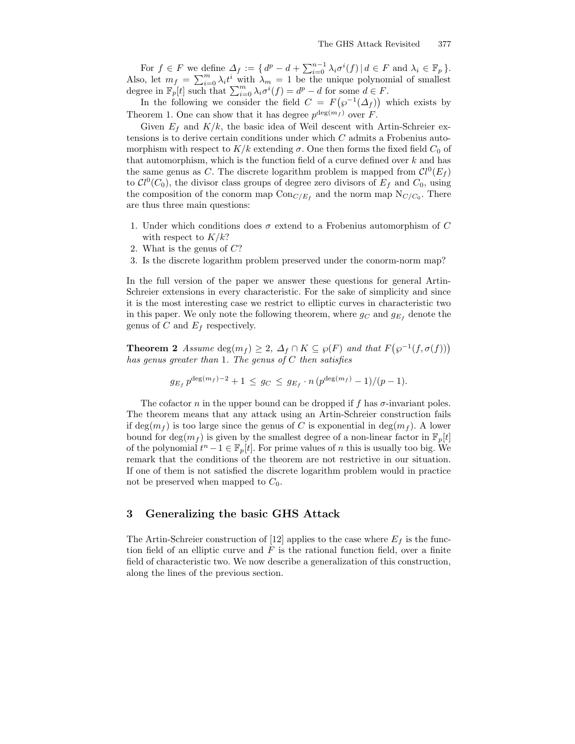For $f \in F$ we define $\Delta_f := \{ d^p - d + \sum_{i=0}^{n-1} \lambda_i \sigma^i(f) \mid d \in F \text{ and } \lambda_i \in \mathbb{F}_p \}$. Also, let $m_f = \sum_{i=0}^{m} \lambda_i t^i$ with $\lambda_m = 1$ be the unique polynomial of smallest degree in $\mathbb{F}_p[t]$ such that $\sum_{i=0}^{m} \lambda_i \sigma^i(f) = d^p - d$ for some $d \in F$.

In the following we consider the field $C = F\big(\wp^{-1}(\Delta_f)\big)$ which exists by Theorem 1. One can show that it has degree $p^{\deg(m_f)}$ over $F$.

Given $E_f$ and $K/k$, the basic idea of Weil descent with Artin-Schreier extensions is to derive certain conditions under which $C$ admits a Frobenius automorphism with respect to $K/k$ extending $\sigma$. One then forms the fixed field $C_0$ of that automorphism, which is the function field of a curve defined over $k$ and has the same genus as $C$. The discrete logarithm problem is mapped from $\mathcal{C}l^0(E_f)$ to $\mathcal{C}l^0(C_0)$, the divisor class groups of degree zero divisors of $E_f$ and $C_0$, using the composition of the conorm map $\mathrm{Con}_{C/E_f}$ and the norm map $\mathrm{N}_{C/C_0}$. There are thus three main questions:

1. Under which conditions does $\sigma$ extend to a Frobenius automorphism of $C$ with respect to $K/k$?
2. What is the genus of $C$?
3. Is the discrete logarithm problem preserved under the conorm-norm map?

In the full version of the paper we answer these questions for general Artin-Schreier extensions in every characteristic. For the sake of simplicity and since it is the most interesting case we restrict to elliptic curves in characteristic two in this paper. We only note the following theorem, where $g_C$ and $g_{E_f}$ denote the genus of $C$ and $E_f$ respectively.

**Theorem 2** *Assume $\deg(m_f) \geq 2$, $\Delta_f \cap K \subseteq \wp(F)$ and that $F\big(\wp^{-1}(f, \sigma(f))\big)$ has genus greater than 1. The genus of $C$ then satisfies*

$$g_{E_f}\, p^{\deg(m_f)-2} + 1 \;\leq\; g_C \;\leq\; g_{E_f} \cdot n\,(p^{\deg(m_f)} - 1)/(p-1).$$

The cofactor $n$ in the upper bound can be dropped if $f$ has $\sigma$-invariant poles. The theorem means that any attack using an Artin-Schreier construction fails if $\deg(m_f)$ is too large since the genus of $C$ is exponential in $\deg(m_f)$. A lower bound for $\deg(m_f)$ is given by the smallest degree of a non-linear factor in $\mathbb{F}_p[t]$ of the polynomial $t^n - 1 \in \mathbb{F}_p[t]$. For prime values of $n$ this is usually too big. We remark that the conditions of the theorem are not restrictive in our situation. If one of them is not satisfied the discrete logarithm problem would in practice not be preserved when mapped to $C_0$.

## 3 Generalizing the basic GHS Attack

The Artin-Schreier construction of [12] applies to the case where $E_f$ is the function field of an elliptic curve and $F$ is the rational function field, over a finite field of characteristic two. We now describe a generalization of this construction, along the lines of the previous section.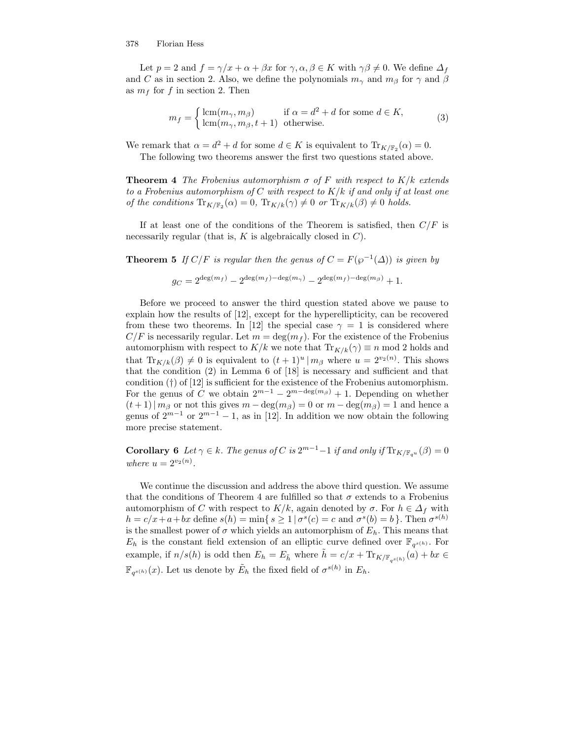Let $p = 2$ and $f = \gamma/x + \alpha + \beta x$ for $\gamma, \alpha, \beta \in K$ with $\gamma\beta \neq 0$. We define $\Delta_f$ and $C$ as in section 2. Also, we define the polynomials $m_\gamma$ and $m_\beta$ for $\gamma$ and $\beta$ as $m_f$ for $f$ in section 2. Then

$$m_f = \begin{cases} \operatorname{lcm}(m_\gamma, m_\beta) & \text{if } \alpha = d^2 + d \text{ for some } d \in K, \\ \operatorname{lcm}(m_\gamma, m_\beta, t+1) & \text{otherwise.} \end{cases} \tag{3}$$

We remark that $\alpha = d^2 + d$ for some $d \in K$ is equivalent to $\operatorname{Tr}_{K/\mathbb{F}_2}(\alpha) = 0$.

The following two theorems answer the first two questions stated above.

**Theorem 4** *The Frobenius automorphism $\sigma$ of $F$ with respect to $K/k$ extends to a Frobenius automorphism of $C$ with respect to $K/k$ if and only if at least one of the conditions $\operatorname{Tr}_{K/\mathbb{F}_2}(\alpha) = 0$, $\operatorname{Tr}_{K/k}(\gamma) \neq 0$ or $\operatorname{Tr}_{K/k}(\beta) \neq 0$ holds.*

If at least one of the conditions of the Theorem is satisfied, then $C/F$ is necessarily regular (that is, $K$ is algebraically closed in $C$).

**Theorem 5** *If $C/F$ is regular then the genus of $C = F(\wp^{-1}(\Delta))$ is given by*

$$g_C = 2^{\deg(m_f)} - 2^{\deg(m_f) - \deg(m_\gamma)} - 2^{\deg(m_f) - \deg(m_\beta)} + 1.$$

Before we proceed to answer the third question stated above we pause to explain how the results of [12], except for the hyperellipticity, can be recovered from these two theorems. In [12] the special case $\gamma = 1$ is considered where $C/F$ is necessarily regular. Let $m = \deg(m_f)$. For the existence of the Frobenius automorphism with respect to $K/k$ we note that $\operatorname{Tr}_{K/k}(\gamma) \equiv n \bmod 2$ holds and that $\operatorname{Tr}_{K/k}(\beta) \neq 0$ is equivalent to $(t+1)^u \mid m_\beta$ where $u = 2^{v_2(n)}$. This shows that the condition (2) in Lemma 6 of [18] is necessary and sufficient and that condition (†) of [12] is sufficient for the existence of the Frobenius automorphism. For the genus of $C$ we obtain $2^{m-1} - 2^{m - \deg(m_\beta)} + 1$. Depending on whether $(t+1) \mid m_\beta$ or not this gives $m - \deg(m_\beta) = 0$ or $m - \deg(m_\beta) = 1$ and hence a genus of $2^{m-1}$ or $2^{m-1} - 1$, as in [12]. In addition we now obtain the following more precise statement.

**Corollary 6** *Let $\gamma \in k$. The genus of $C$ is $2^{m-1} - 1$ if and only if $\operatorname{Tr}_{K/\mathbb{F}_{q^u}}(\beta) = 0$ where $u = 2^{v_2(n)}$.*

We continue the discussion and address the above third question. We assume that the conditions of Theorem 4 are fulfilled so that $\sigma$ extends to a Frobenius automorphism of $C$ with respect to $K/k$, again denoted by $\sigma$. For $h \in \Delta_f$ with $h = c/x + a + bx$ define $s(h) = \min\{\, s \geq 1 \mid \sigma^s(c) = c \text{ and } \sigma^s(b) = b \,\}$. Then $\sigma^{s(h)}$ is the smallest power of $\sigma$ which yields an automorphism of $E_h$. This means that $E_h$ is the constant field extension of an elliptic curve defined over $\mathbb{F}_{q^{s(h)}}$. For example, if $n/s(h)$ is odd then $E_h = E_{\tilde{h}}$ where $\tilde{h} = c/x + \operatorname{Tr}_{K/\mathbb{F}_{q^{s(h)}}}(a) + bx \in \mathbb{F}_{q^{s(h)}}(x)$. Let us denote by $\tilde{E}_h$ the fixed field of $\sigma^{s(h)}$ in $E_h$.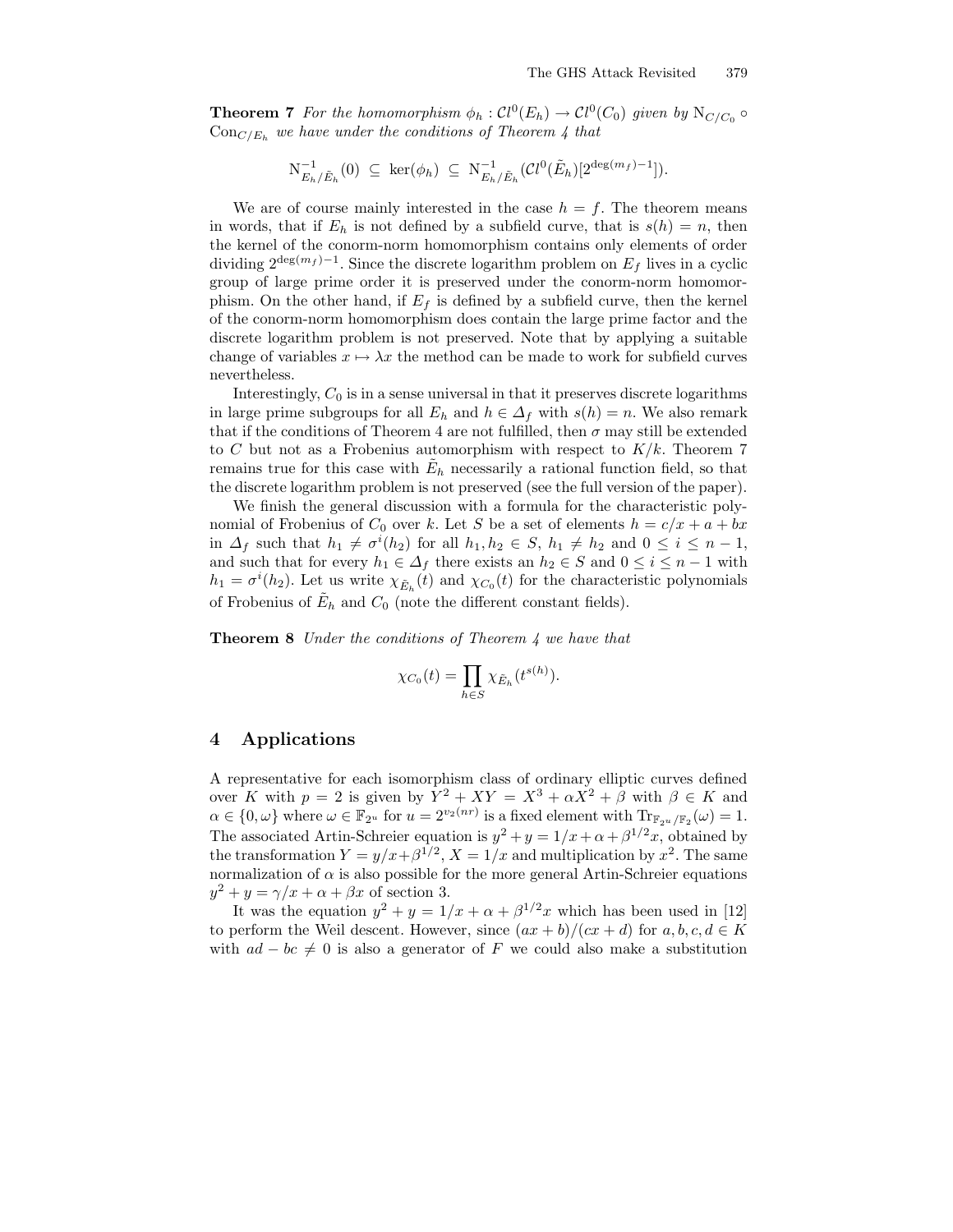**Theorem 7** *For the homomorphism $\phi_h : \mathcal{C}l^0(E_h) \to \mathcal{C}l^0(C_0)$ given by $\mathrm{N}_{C/C_0} \circ \mathrm{Con}_{C/E_h}$ we have under the conditions of Theorem 4 that*

$$\mathrm{N}^{-1}_{E_h/\tilde{E}_h}(0) \subseteq \ker(\phi_h) \subseteq \mathrm{N}^{-1}_{E_h/\tilde{E}_h}(\mathcal{C}l^0(\tilde{E}_h)[2^{\deg(m_f)-1}]).$$

We are of course mainly interested in the case $h = f$. The theorem means in words, that if $E_h$ is not defined by a subfield curve, that is $s(h) = n$, then the kernel of the conorm-norm homomorphism contains only elements of order dividing $2^{\deg(m_f)-1}$. Since the discrete logarithm problem on $E_f$ lives in a cyclic group of large prime order it is preserved under the conorm-norm homomorphism. On the other hand, if $E_f$ is defined by a subfield curve, then the kernel of the conorm-norm homomorphism does contain the large prime factor and the discrete logarithm problem is not preserved. Note that by applying a suitable change of variables $x \mapsto \lambda x$ the method can be made to work for subfield curves nevertheless.

Interestingly, $C_0$ is in a sense universal in that it preserves discrete logarithms in large prime subgroups for all $E_h$ and $h \in \Delta_f$ with $s(h) = n$. We also remark that if the conditions of Theorem 4 are not fulfilled, then $\sigma$ may still be extended to $C$ but not as a Frobenius automorphism with respect to $K/k$. Theorem 7 remains true for this case with $\tilde{E}_h$ necessarily a rational function field, so that the discrete logarithm problem is not preserved (see the full version of the paper).

We finish the general discussion with a formula for the characteristic polynomial of Frobenius of $C_0$ over $k$. Let $S$ be a set of elements $h = c/x + a + bx$ in $\Delta_f$ such that $h_1 \neq \sigma^i(h_2)$ for all $h_1, h_2 \in S$, $h_1 \neq h_2$ and $0 \leq i \leq n-1$, and such that for every $h_1 \in \Delta_f$ there exists an $h_2 \in S$ and $0 \leq i \leq n-1$ with $h_1 = \sigma^i(h_2)$. Let us write $\chi_{\tilde{E}_h}(t)$ and $\chi_{C_0}(t)$ for the characteristic polynomials of Frobenius of $\tilde{E}_h$ and $C_0$ (note the different constant fields).

**Theorem 8** *Under the conditions of Theorem 4 we have that*

$$\chi_{C_0}(t) = \prod_{h \in S} \chi_{\tilde{E}_h}(t^{s(h)}).$$

## 4 Applications

A representative for each isomorphism class of ordinary elliptic curves defined over $K$ with $p = 2$ is given by $Y^2 + XY = X^3 + \alpha X^2 + \beta$ with $\beta \in K$ and $\alpha \in \{0, \omega\}$ where $\omega \in \mathbb{F}_{2^u}$ for $u = 2^{v_2(nr)}$ is a fixed element with $\mathrm{Tr}_{\mathbb{F}_{2^u}/\mathbb{F}_2}(\omega) = 1$. The associated Artin-Schreier equation is $y^2 + y = 1/x + \alpha + \beta^{1/2}x$, obtained by the transformation $Y = y/x + \beta^{1/2}$, $X = 1/x$ and multiplication by $x^2$. The same normalization of $\alpha$ is also possible for the more general Artin-Schreier equations $y^2 + y = \gamma/x + \alpha + \beta x$ of section 3.

It was the equation $y^2 + y = 1/x + \alpha + \beta^{1/2}x$ which has been used in [12] to perform the Weil descent. However, since $(ax + b)/(cx + d)$ for $a, b, c, d \in K$ with $ad - bc \neq 0$ is also a generator of $F$ we could also make a substitution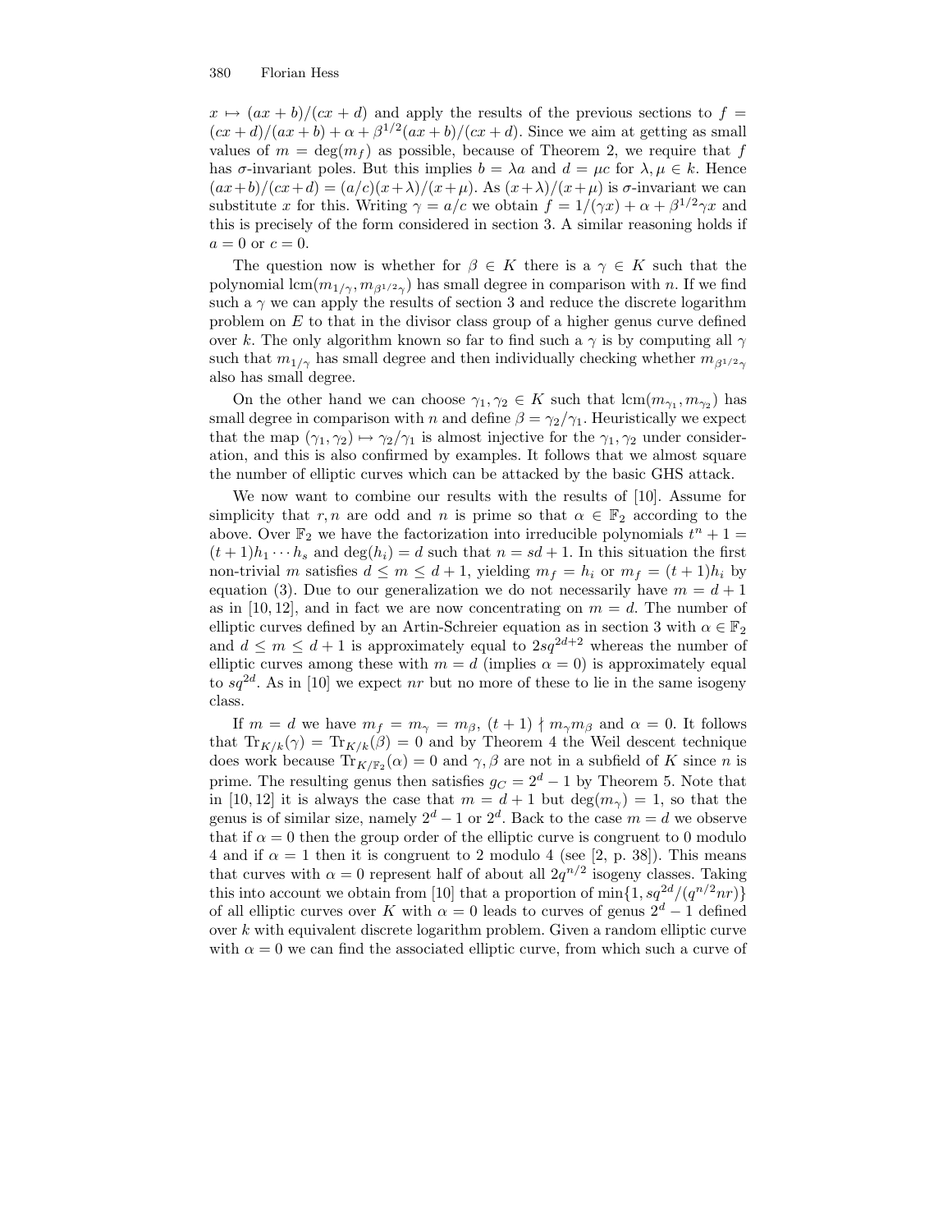$x \mapsto (ax+b)/(cx+d)$ and apply the results of the previous sections to $f = (cx+d)/(ax+b) + \alpha + \beta^{1/2}(ax+b)/(cx+d)$. Since we aim at getting as small values of $m = \deg(m_f)$ as possible, because of Theorem 2, we require that $f$ has $\sigma$-invariant poles. But this implies $b = \lambda a$ and $d = \mu c$ for $\lambda, \mu \in k$. Hence $(ax+b)/(cx+d) = (a/c)(x+\lambda)/(x+\mu)$. As $(x+\lambda)/(x+\mu)$ is $\sigma$-invariant we can substitute $x$ for this. Writing $\gamma = a/c$ we obtain $f = 1/(\gamma x) + \alpha + \beta^{1/2}\gamma x$ and this is precisely of the form considered in section 3. A similar reasoning holds if $a = 0$ or $c = 0$.

The question now is whether for $\beta \in K$ there is a $\gamma \in K$ such that the polynomial $\mathrm{lcm}(m_{1/\gamma}, m_{\beta^{1/2}\gamma})$ has small degree in comparison with $n$. If we find such a $\gamma$ we can apply the results of section 3 and reduce the discrete logarithm problem on $E$ to that in the divisor class group of a higher genus curve defined over $k$. The only algorithm known so far to find such a $\gamma$ is by computing all $\gamma$ such that $m_{1/\gamma}$ has small degree and then individually checking whether $m_{\beta^{1/2}\gamma}$ also has small degree.

On the other hand we can choose $\gamma_1, \gamma_2 \in K$ such that $\mathrm{lcm}(m_{\gamma_1}, m_{\gamma_2})$ has small degree in comparison with $n$ and define $\beta = \gamma_2/\gamma_1$. Heuristically we expect that the map $(\gamma_1, \gamma_2) \mapsto \gamma_2/\gamma_1$ is almost injective for the $\gamma_1, \gamma_2$ under consideration, and this is also confirmed by examples. It follows that we almost square the number of elliptic curves which can be attacked by the basic GHS attack.

We now want to combine our results with the results of [10]. Assume for simplicity that $r, n$ are odd and $n$ is prime so that $\alpha \in \mathbb{F}_2$ according to the above. Over $\mathbb{F}_2$ we have the factorization into irreducible polynomials $t^n + 1 = (t+1)h_1 \cdots h_s$ and $\deg(h_i) = d$ such that $n = sd + 1$. In this situation the first non-trivial $m$ satisfies $d \le m \le d+1$, yielding $m_f = h_i$ or $m_f = (t+1)h_i$ by equation (3). Due to our generalization we do not necessarily have $m = d+1$ as in [10, 12], and in fact we are now concentrating on $m = d$. The number of elliptic curves defined by an Artin-Schreier equation as in section 3 with $\alpha \in \mathbb{F}_2$ and $d \le m \le d+1$ is approximately equal to $2sq^{2d+2}$ whereas the number of elliptic curves among these with $m = d$ (implies $\alpha = 0$) is approximately equal to $sq^{2d}$. As in [10] we expect $nr$ but no more of these to lie in the same isogeny class.

If $m = d$ we have $m_f = m_\gamma = m_\beta$, $(t+1) \nmid m_\gamma m_\beta$ and $\alpha = 0$. It follows that $\mathrm{Tr}_{K/k}(\gamma) = \mathrm{Tr}_{K/k}(\beta) = 0$ and by Theorem 4 the Weil descent technique does work because $\mathrm{Tr}_{K/\mathbb{F}_2}(\alpha) = 0$ and $\gamma, \beta$ are not in a subfield of $K$ since $n$ is prime. The resulting genus then satisfies $g_C = 2^d - 1$ by Theorem 5. Note that in [10, 12] it is always the case that $m = d+1$ but $\deg(m_\gamma) = 1$, so that the genus is of similar size, namely $2^d - 1$ or $2^d$. Back to the case $m = d$ we observe that if $\alpha = 0$ then the group order of the elliptic curve is congruent to 0 modulo 4 and if $\alpha = 1$ then it is congruent to 2 modulo 4 (see [2, p. 38]). This means that curves with $\alpha = 0$ represent half of about all $2q^{n/2}$ isogeny classes. Taking this into account we obtain from [10] that a proportion of $\min\{1, sq^{2d}/(q^{n/2}nr)\}$ of all elliptic curves over $K$ with $\alpha = 0$ leads to curves of genus $2^d - 1$ defined over $k$ with equivalent discrete logarithm problem. Given a random elliptic curve with $\alpha = 0$ we can find the associated elliptic curve, from which such a curve of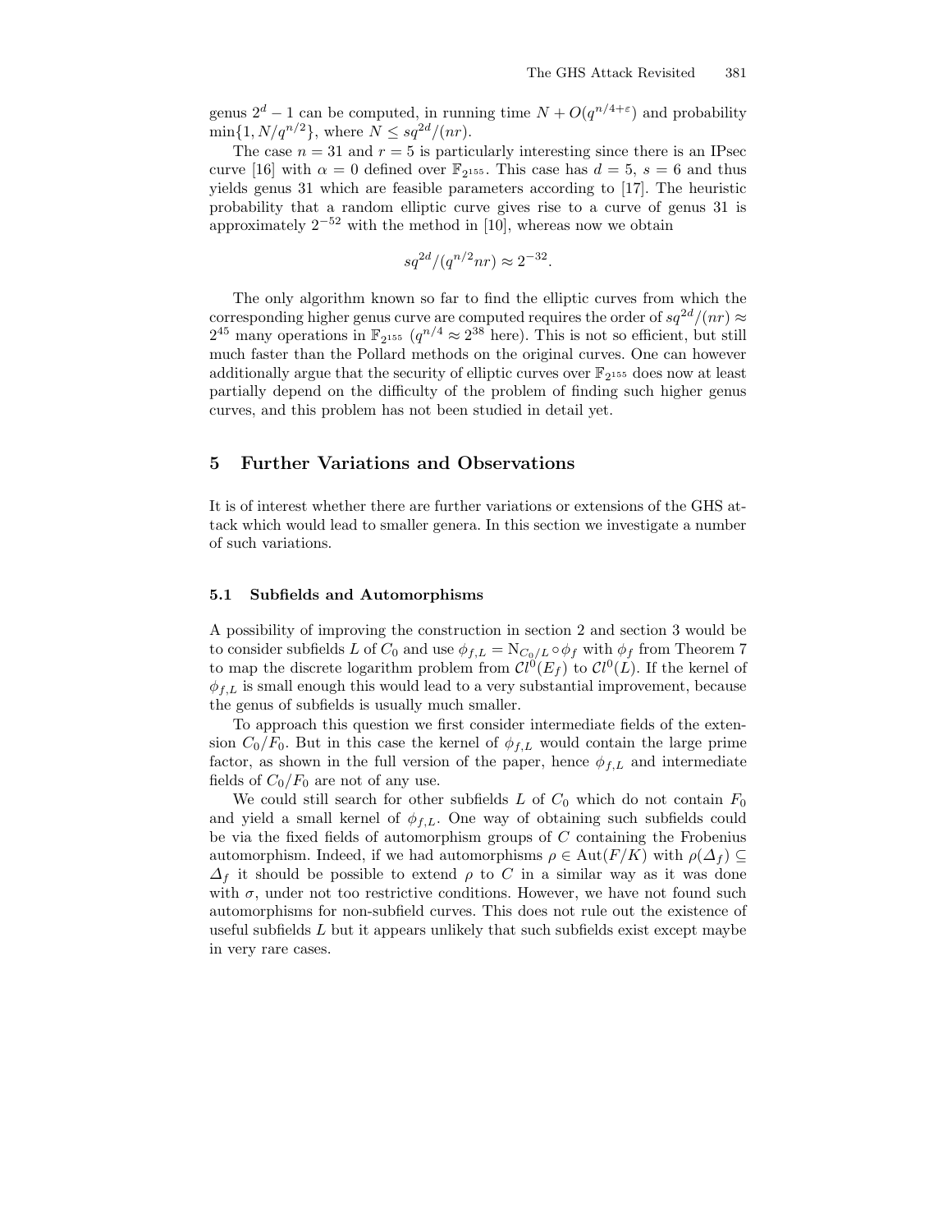genus $2^d - 1$ can be computed, in running time $N + O(q^{n/4+\varepsilon})$ and probability $\min\{1, N/q^{n/2}\}$, where $N \leq sq^{2d}/(nr)$.

The case $n = 31$ and $r = 5$ is particularly interesting since there is an IPsec curve [16] with $\alpha = 0$ defined over $\mathbb{F}_{2^{155}}$. This case has $d = 5$, $s = 6$ and thus yields genus 31 which are feasible parameters according to [17]. The heuristic probability that a random elliptic curve gives rise to a curve of genus 31 is approximately $2^{-52}$ with the method in [10], whereas now we obtain

$$sq^{2d}/(q^{n/2}nr) \approx 2^{-32}.$$

The only algorithm known so far to find the elliptic curves from which the corresponding higher genus curve are computed requires the order of $sq^{2d}/(nr) \approx 2^{45}$ many operations in $\mathbb{F}_{2^{155}}$ ($q^{n/4} \approx 2^{38}$ here). This is not so efficient, but still much faster than the Pollard methods on the original curves. One can however additionally argue that the security of elliptic curves over $\mathbb{F}_{2^{155}}$ does now at least partially depend on the difficulty of the problem of finding such higher genus curves, and this problem has not been studied in detail yet.

## 5 Further Variations and Observations

It is of interest whether there are further variations or extensions of the GHS attack which would lead to smaller genera. In this section we investigate a number of such variations.

### 5.1 Subfields and Automorphisms

A possibility of improving the construction in section 2 and section 3 would be to consider subfields $L$ of $C_0$ and use $\phi_{f,L} = \mathrm{N}_{C_0/L} \circ \phi_f$ with $\phi_f$ from Theorem 7 to map the discrete logarithm problem from $\mathcal{Cl}^0(E_f)$ to $\mathcal{Cl}^0(L)$. If the kernel of $\phi_{f,L}$ is small enough this would lead to a very substantial improvement, because the genus of subfields is usually much smaller.

To approach this question we first consider intermediate fields of the extension $C_0/F_0$. But in this case the kernel of $\phi_{f,L}$ would contain the large prime factor, as shown in the full version of the paper, hence $\phi_{f,L}$ and intermediate fields of $C_0/F_0$ are not of any use.

We could still search for other subfields $L$ of $C_0$ which do not contain $F_0$ and yield a small kernel of $\phi_{f,L}$. One way of obtaining such subfields could be via the fixed fields of automorphism groups of $C$ containing the Frobenius automorphism. Indeed, if we had automorphisms $\rho \in \mathrm{Aut}(F/K)$ with $\rho(\Delta_f) \subseteq \Delta_f$ it should be possible to extend $\rho$ to $C$ in a similar way as it was done with $\sigma$, under not too restrictive conditions. However, we have not found such automorphisms for non-subfield curves. This does not rule out the existence of useful subfields $L$ but it appears unlikely that such subfields exist except maybe in very rare cases.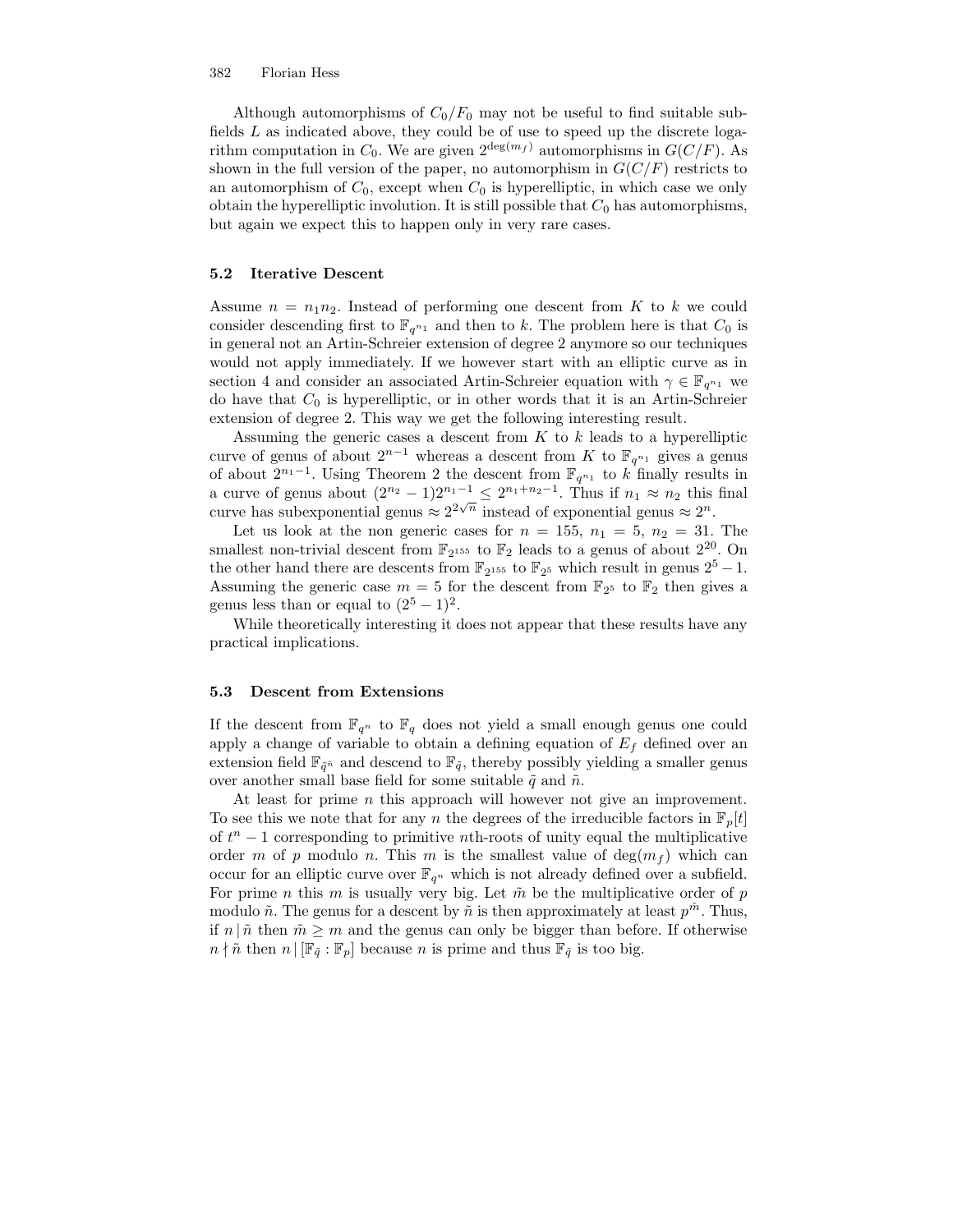Although automorphisms of $C_0/F_0$ may not be useful to find suitable subfields $L$ as indicated above, they could be of use to speed up the discrete logarithm computation in $C_0$. We are given $2^{\deg(m_f)}$ automorphisms in $G(C/F)$. As shown in the full version of the paper, no automorphism in $G(C/F)$ restricts to an automorphism of $C_0$, except when $C_0$ is hyperelliptic, in which case we only obtain the hyperelliptic involution. It is still possible that $C_0$ has automorphisms, but again we expect this to happen only in very rare cases.

### 5.2 Iterative Descent

Assume $n = n_1 n_2$. Instead of performing one descent from $K$ to $k$ we could consider descending first to $\mathbb{F}_{q^{n_1}}$ and then to $k$. The problem here is that $C_0$ is in general not an Artin-Schreier extension of degree 2 anymore so our techniques would not apply immediately. If we however start with an elliptic curve as in section 4 and consider an associated Artin-Schreier equation with $\gamma \in \mathbb{F}_{q^{n_1}}$ we do have that $C_0$ is hyperelliptic, or in other words that it is an Artin-Schreier extension of degree 2. This way we get the following interesting result.

Assuming the generic cases a descent from $K$ to $k$ leads to a hyperelliptic curve of genus of about $2^{n-1}$ whereas a descent from $K$ to $\mathbb{F}_{q^{n_1}}$ gives a genus of about $2^{n_1-1}$. Using Theorem 2 the descent from $\mathbb{F}_{q^{n_1}}$ to $k$ finally results in a curve of genus about $(2^{n_2}-1)2^{n_1-1} \leq 2^{n_1+n_2-1}$. Thus if $n_1 \approx n_2$ this final curve has subexponential genus $\approx 2^{2\sqrt{n}}$ instead of exponential genus $\approx 2^n$.

Let us look at the non generic cases for $n = 155$, $n_1 = 5$, $n_2 = 31$. The smallest non-trivial descent from $\mathbb{F}_{2^{155}}$ to $\mathbb{F}_2$ leads to a genus of about $2^{20}$. On the other hand there are descents from $\mathbb{F}_{2^{155}}$ to $\mathbb{F}_{2^5}$ which result in genus $2^5 - 1$. Assuming the generic case $m = 5$ for the descent from $\mathbb{F}_{2^5}$ to $\mathbb{F}_2$ then gives a genus less than or equal to $(2^5-1)^2$.

While theoretically interesting it does not appear that these results have any practical implications.

### 5.3 Descent from Extensions

If the descent from $\mathbb{F}_{q^n}$ to $\mathbb{F}_q$ does not yield a small enough genus one could apply a change of variable to obtain a defining equation of $E_f$ defined over an extension field $\mathbb{F}_{\tilde{q}^{\tilde{n}}}$ and descend to $\mathbb{F}_{\tilde{q}}$, thereby possibly yielding a smaller genus over another small base field for some suitable $\tilde{q}$ and $\tilde{n}$.

At least for prime $n$ this approach will however not give an improvement. To see this we note that for any $n$ the degrees of the irreducible factors in $\mathbb{F}_p[t]$ of $t^n - 1$ corresponding to primitive $n$th-roots of unity equal the multiplicative order $m$ of $p$ modulo $n$. This $m$ is the smallest value of $\deg(m_f)$ which can occur for an elliptic curve over $\mathbb{F}_{q^n}$ which is not already defined over a subfield. For prime $n$ this $m$ is usually very big. Let $\tilde{m}$ be the multiplicative order of $p$ modulo $\tilde{n}$. The genus for a descent by $\tilde{n}$ is then approximately at least $p^{\tilde{m}}$. Thus, if $n \mid \tilde{n}$ then $\tilde{m} \geq m$ and the genus can only be bigger than before. If otherwise $n \nmid \tilde{n}$ then $n \mid [\mathbb{F}_{\tilde{q}} : \mathbb{F}_p]$ because $n$ is prime and thus $\mathbb{F}_{\tilde{q}}$ is too big.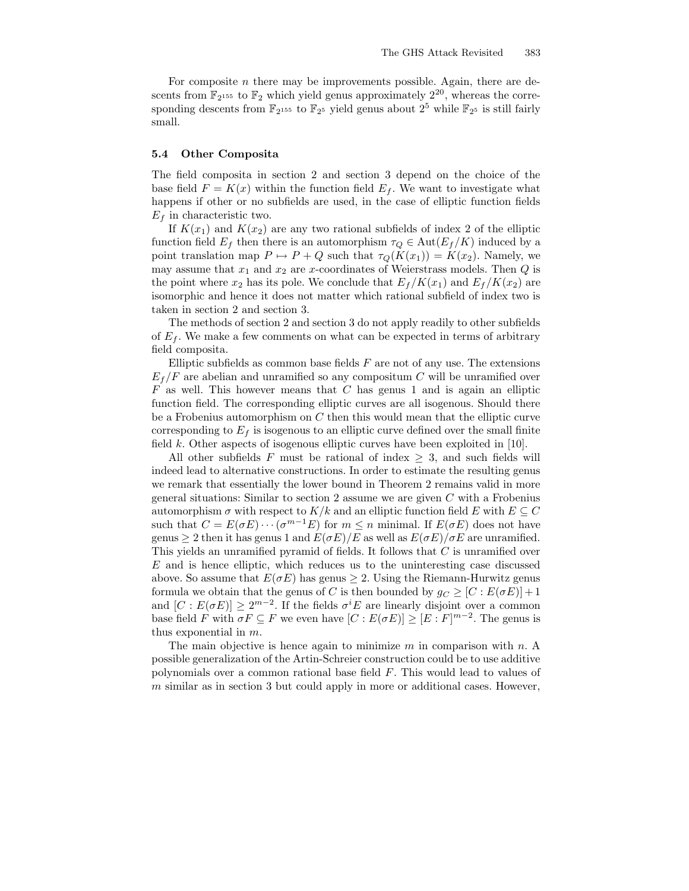For composite $n$ there may be improvements possible. Again, there are descents from $\mathbb{F}_{2^{155}}$ to $\mathbb{F}_2$ which yield genus approximately $2^{20}$, whereas the corresponding descents from $\mathbb{F}_{2^{155}}$ to $\mathbb{F}_{2^5}$ yield genus about $2^5$ while $\mathbb{F}_{2^5}$ is still fairly small.

### 5.4 Other Composita

The field composita in section 2 and section 3 depend on the choice of the base field $F = K(x)$ within the function field $E_f$. We want to investigate what happens if other or no subfields are used, in the case of elliptic function fields $E_f$ in characteristic two.

If $K(x_1)$ and $K(x_2)$ are any two rational subfields of index 2 of the elliptic function field $E_f$ then there is an automorphism $\tau_Q \in \mathrm{Aut}(E_f/K)$ induced by a point translation map $P \mapsto P + Q$ such that $\tau_Q(K(x_1)) = K(x_2)$. Namely, we may assume that $x_1$ and $x_2$ are $x$-coordinates of Weierstrass models. Then $Q$ is the point where $x_2$ has its pole. We conclude that $E_f/K(x_1)$ and $E_f/K(x_2)$ are isomorphic and hence it does not matter which rational subfield of index two is taken in section 2 and section 3.

The methods of section 2 and section 3 do not apply readily to other subfields of $E_f$. We make a few comments on what can be expected in terms of arbitrary field composita.

Elliptic subfields as common base fields $F$ are not of any use. The extensions $E_f/F$ are abelian and unramified so any compositum $C$ will be unramified over $F$ as well. This however means that $C$ has genus 1 and is again an elliptic function field. The corresponding elliptic curves are all isogenous. Should there be a Frobenius automorphism on $C$ then this would mean that the elliptic curve corresponding to $E_f$ is isogenous to an elliptic curve defined over the small finite field $k$. Other aspects of isogenous elliptic curves have been exploited in [10].

All other subfields $F$ must be rational of index $\geq 3$, and such fields will indeed lead to alternative constructions. In order to estimate the resulting genus we remark that essentially the lower bound in Theorem 2 remains valid in more general situations: Similar to section 2 assume we are given $C$ with a Frobenius automorphism $\sigma$ with respect to $K/k$ and an elliptic function field $E$ with $E \subseteq C$ such that $C = E(\sigma E) \cdots (\sigma^{m-1} E)$ for $m \leq n$ minimal. If $E(\sigma E)$ does not have genus $\geq 2$ then it has genus 1 and $E(\sigma E)/E$ as well as $E(\sigma E)/\sigma E$ are unramified. This yields an unramified pyramid of fields. It follows that $C$ is unramified over $E$ and is hence elliptic, which reduces us to the uninteresting case discussed above. So assume that $E(\sigma E)$ has genus $\geq 2$. Using the Riemann-Hurwitz genus formula we obtain that the genus of $C$ is then bounded by $g_C \geq [C : E(\sigma E)] + 1$ and $[C : E(\sigma E)] \geq 2^{m-2}$. If the fields $\sigma^i E$ are linearly disjoint over a common base field $F$ with $\sigma F \subseteq F$ we even have $[C : E(\sigma E)] \geq [E : F]^{m-2}$. The genus is thus exponential in $m$.

The main objective is hence again to minimize $m$ in comparison with $n$. A possible generalization of the Artin-Schreier construction could be to use additive polynomials over a common rational base field $F$. This would lead to values of $m$ similar as in section 3 but could apply in more or additional cases. However,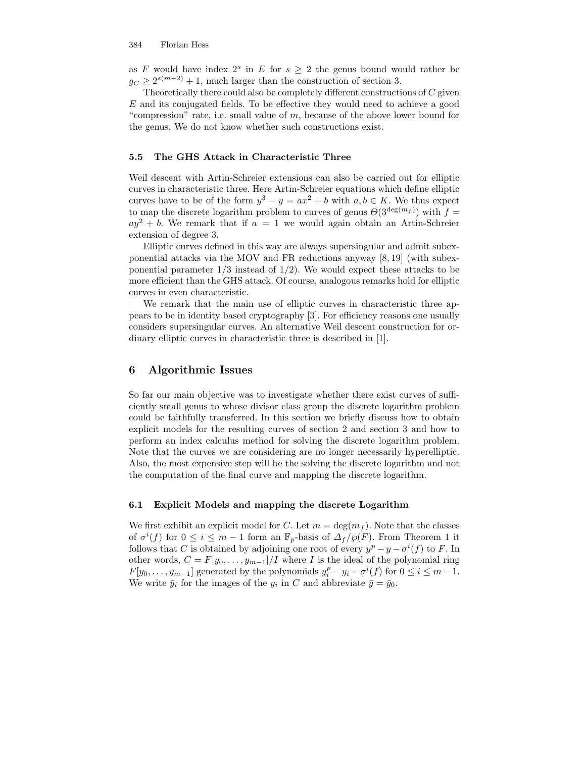as $F$ would have index $2^s$ in $E$ for $s \geq 2$ the genus bound would rather be $g_C \geq 2^{s(m-2)} + 1$, much larger than the construction of section 3.

Theoretically there could also be completely different constructions of $C$ given $E$ and its conjugated fields. To be effective they would need to achieve a good "compression" rate, i.e. small value of $m$, because of the above lower bound for the genus. We do not know whether such constructions exist.

### 5.5 The GHS Attack in Characteristic Three

Weil descent with Artin-Schreier extensions can also be carried out for elliptic curves in characteristic three. Here Artin-Schreier equations which define elliptic curves have to be of the form $y^3 - y = ax^2 + b$ with $a, b \in K$. We thus expect to map the discrete logarithm problem to curves of genus $\Theta(3^{\deg(m_f)})$ with $f = ay^2 + b$. We remark that if $a = 1$ we would again obtain an Artin-Schreier extension of degree 3.

Elliptic curves defined in this way are always supersingular and admit subexponential attacks via the MOV and FR reductions anyway [8, 19] (with subexponential parameter 1/3 instead of 1/2). We would expect these attacks to be more efficient than the GHS attack. Of course, analogous remarks hold for elliptic curves in even characteristic.

We remark that the main use of elliptic curves in characteristic three appears to be in identity based cryptography [3]. For efficiency reasons one usually considers supersingular curves. An alternative Weil descent construction for ordinary elliptic curves in characteristic three is described in [1].

## 6 Algorithmic Issues

So far our main objective was to investigate whether there exist curves of sufficiently small genus to whose divisor class group the discrete logarithm problem could be faithfully transferred. In this section we briefly discuss how to obtain explicit models for the resulting curves of section 2 and section 3 and how to perform an index calculus method for solving the discrete logarithm problem. Note that the curves we are considering are no longer necessarily hyperelliptic. Also, the most expensive step will be the solving the discrete logarithm and not the computation of the final curve and mapping the discrete logarithm.

### 6.1 Explicit Models and mapping the discrete Logarithm

We first exhibit an explicit model for $C$. Let $m = \deg(m_f)$. Note that the classes of $\sigma^i(f)$ for $0 \leq i \leq m-1$ form an $\mathbb{F}_p$-basis of $\Delta_f/\wp(F)$. From Theorem 1 it follows that $C$ is obtained by adjoining one root of every $y^p - y - \sigma^i(f)$ to $F$. In other words, $C = F[y_0, \ldots, y_{m-1}]/I$ where $I$ is the ideal of the polynomial ring $F[y_0, \ldots, y_{m-1}]$ generated by the polynomials $y_i^p - y_i - \sigma^i(f)$ for $0 \leq i \leq m-1$. We write $\bar{y}_i$ for the images of the $y_i$ in $C$ and abbreviate $\bar{y} = \bar{y}_0$.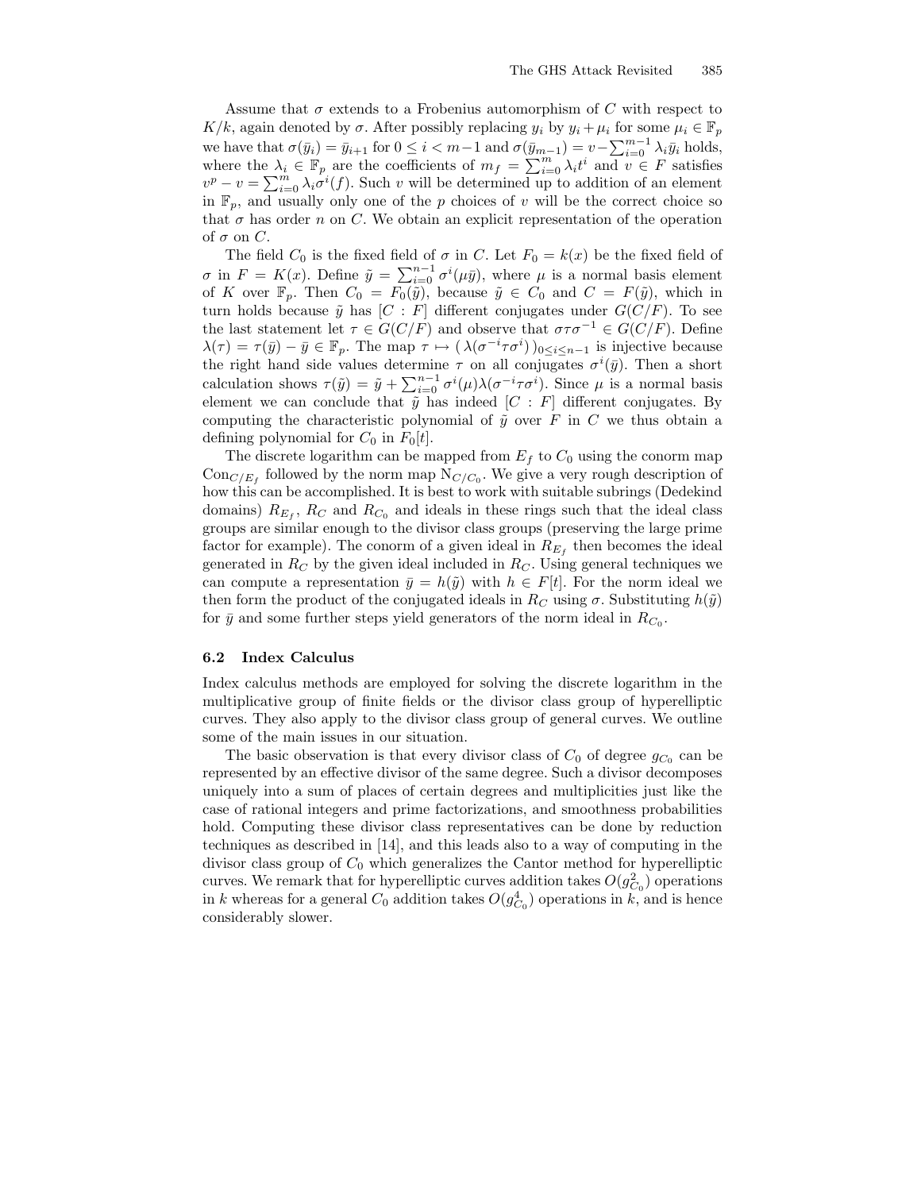Assume that $\sigma$ extends to a Frobenius automorphism of $C$ with respect to $K/k$, again denoted by $\sigma$. After possibly replacing $y_i$ by $y_i + \mu_i$ for some $\mu_i \in \mathbb{F}_p$ we have that $\sigma(\bar{y}_i) = \bar{y}_{i+1}$ for $0 \leq i < m-1$ and $\sigma(\bar{y}_{m-1}) = v - \sum_{i=0}^{m-1} \lambda_i \bar{y}_i$ holds, where the $\lambda_i \in \mathbb{F}_p$ are the coefficients of $m_f = \sum_{i=0}^{m} \lambda_i t^i$ and $v \in F$ satisfies $v^p - v = \sum_{i=0}^{m} \lambda_i \sigma^i(f)$. Such $v$ will be determined up to addition of an element in $\mathbb{F}_p$, and usually only one of the $p$ choices of $v$ will be the correct choice so that $\sigma$ has order $n$ on $C$. We obtain an explicit representation of the operation of $\sigma$ on $C$.

The field $C_0$ is the fixed field of $\sigma$ in $C$. Let $F_0 = k(x)$ be the fixed field of $\sigma$ in $F = K(x)$. Define $\tilde{y} = \sum_{i=0}^{n-1} \sigma^i(\mu \bar{y})$, where $\mu$ is a normal basis element of $K$ over $\mathbb{F}_p$. Then $C_0 = F_0(\tilde{y})$, because $\tilde{y} \in C_0$ and $C = F(\tilde{y})$, which in turn holds because $\tilde{y}$ has $[C : F]$ different conjugates under $G(C/F)$. To see the last statement let $\tau \in G(C/F)$ and observe that $\sigma \tau \sigma^{-1} \in G(C/F)$. Define $\lambda(\tau) = \tau(\bar{y}) - \bar{y} \in \mathbb{F}_p$. The map $\tau \mapsto (\lambda(\sigma^{-i} \tau \sigma^i))_{0 \leq i \leq n-1}$ is injective because the right hand side values determine $\tau$ on all conjugates $\sigma^i(\bar{y})$. Then a short calculation shows $\tau(\tilde{y}) = \tilde{y} + \sum_{i=0}^{n-1} \sigma^i(\mu) \lambda(\sigma^{-i} \tau \sigma^i)$. Since $\mu$ is a normal basis element we can conclude that $\tilde{y}$ has indeed $[C : F]$ different conjugates. By computing the characteristic polynomial of $\tilde{y}$ over $F$ in $C$ we thus obtain a defining polynomial for $C_0$ in $F_0[t]$.

The discrete logarithm can be mapped from $E_f$ to $C_0$ using the conorm map $\mathrm{Con}_{C/E_f}$ followed by the norm map $\mathrm{N}_{C/C_0}$. We give a very rough description of how this can be accomplished. It is best to work with suitable subrings (Dedekind domains) $R_{E_f}$, $R_C$ and $R_{C_0}$ and ideals in these rings such that the ideal class groups are similar enough to the divisor class groups (preserving the large prime factor for example). The conorm of a given ideal in $R_{E_f}$ then becomes the ideal generated in $R_C$ by the given ideal included in $R_C$. Using general techniques we can compute a representation $\bar{y} = h(\tilde{y})$ with $h \in F[t]$. For the norm ideal we then form the product of the conjugated ideals in $R_C$ using $\sigma$. Substituting $h(\tilde{y})$ for $\bar{y}$ and some further steps yield generators of the norm ideal in $R_{C_0}$.

### 6.2 Index Calculus

Index calculus methods are employed for solving the discrete logarithm in the multiplicative group of finite fields or the divisor class group of hyperelliptic curves. They also apply to the divisor class group of general curves. We outline some of the main issues in our situation.

The basic observation is that every divisor class of $C_0$ of degree $g_{C_0}$ can be represented by an effective divisor of the same degree. Such a divisor decomposes uniquely into a sum of places of certain degrees and multiplicities just like the case of rational integers and prime factorizations, and smoothness probabilities hold. Computing these divisor class representatives can be done by reduction techniques as described in [14], and this leads also to a way of computing in the divisor class group of $C_0$ which generalizes the Cantor method for hyperelliptic curves. We remark that for hyperelliptic curves addition takes $O(g_{C_0}^2)$ operations in $k$ whereas for a general $C_0$ addition takes $O(g_{C_0}^4)$ operations in $k$, and is hence considerably slower.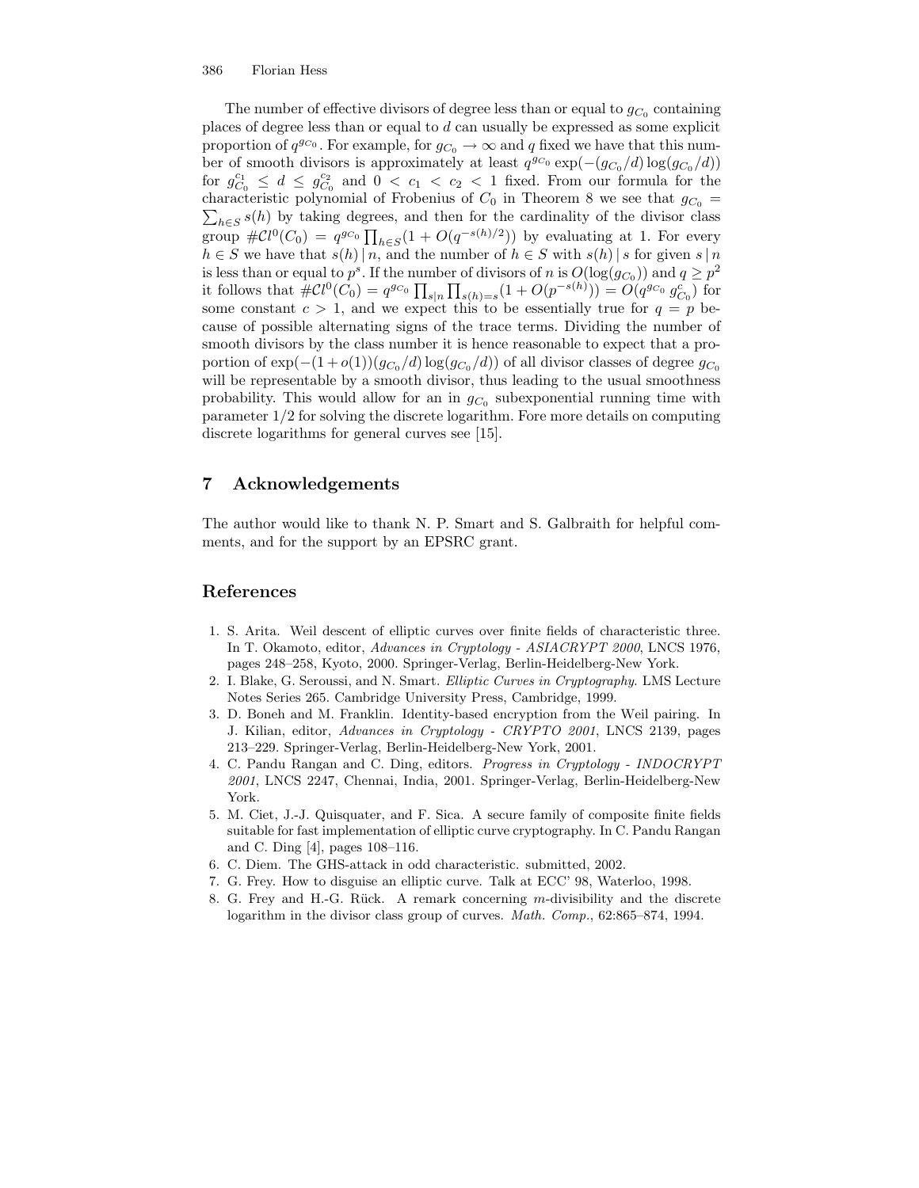The number of effective divisors of degree less than or equal to $g_{C_0}$ containing places of degree less than or equal to $d$ can usually be expressed as some explicit proportion of $q^{g_{C_0}}$. For example, for $g_{C_0} \to \infty$ and $q$ fixed we have that this number of smooth divisors is approximately at least $q^{g_{C_0}} \exp(-(g_{C_0}/d)\log(g_{C_0}/d))$ for $g_{C_0}^{c_1} \le d \le g_{C_0}^{c_2}$ and $0 < c_1 < c_2 < 1$ fixed. From our formula for the characteristic polynomial of Frobenius of $C_0$ in Theorem 8 we see that $g_{C_0} = \sum_{h \in S} s(h)$ by taking degrees, and then for the cardinality of the divisor class group $\#\mathcal{C}l^0(C_0) = q^{g_{C_0}} \prod_{h \in S}(1 + O(q^{-s(h)/2}))$ by evaluating at 1. For every $h \in S$ we have that $s(h) \mid n$, and the number of $h \in S$ with $s(h) \mid s$ for given $s \mid n$ is less than or equal to $p^s$. If the number of divisors of $n$ is $O(\log(g_{C_0}))$ and $q \ge p^2$ it follows that $\#\mathcal{C}l^0(C_0) = q^{g_{C_0}} \prod_{s|n} \prod_{s(h)=s}(1 + O(p^{-s(h)})) = O(q^{g_{C_0}}\, g_{C_0}^c)$ for some constant $c > 1$, and we expect this to be essentially true for $q = p$ because of possible alternating signs of the trace terms. Dividing the number of smooth divisors by the class number it is hence reasonable to expect that a proportion of $\exp(-(1+o(1))(g_{C_0}/d)\log(g_{C_0}/d))$ of all divisor classes of degree $g_{C_0}$ will be representable by a smooth divisor, thus leading to the usual smoothness probability. This would allow for an in $g_{C_0}$ subexponential running time with parameter $1/2$ for solving the discrete logarithm. Fore more details on computing discrete logarithms for general curves see [15].

## 7 Acknowledgements

The author would like to thank N. P. Smart and S. Galbraith for helpful comments, and for the support by an EPSRC grant.

## References

1. S. Arita. Weil descent of elliptic curves over finite fields of characteristic three. In T. Okamoto, editor, *Advances in Cryptology - ASIACRYPT 2000*, LNCS 1976, pages 248–258, Kyoto, 2000. Springer-Verlag, Berlin-Heidelberg-New York.
2. I. Blake, G. Seroussi, and N. Smart. *Elliptic Curves in Cryptography.* LMS Lecture Notes Series 265. Cambridge University Press, Cambridge, 1999.
3. D. Boneh and M. Franklin. Identity-based encryption from the Weil pairing. In J. Kilian, editor, *Advances in Cryptology - CRYPTO 2001*, LNCS 2139, pages 213–229. Springer-Verlag, Berlin-Heidelberg-New York, 2001.
4. C. Pandu Rangan and C. Ding, editors. *Progress in Cryptology - INDOCRYPT 2001*, LNCS 2247, Chennai, India, 2001. Springer-Verlag, Berlin-Heidelberg-New York.
5. M. Ciet, J.-J. Quisquater, and F. Sica. A secure family of composite finite fields suitable for fast implementation of elliptic curve cryptography. In C. Pandu Rangan and C. Ding [4], pages 108–116.
6. C. Diem. The GHS-attack in odd characteristic. submitted, 2002.
7. G. Frey. How to disguise an elliptic curve. Talk at ECC' 98, Waterloo, 1998.
8. G. Frey and H.-G. Rück. A remark concerning $m$-divisibility and the discrete logarithm in the divisor class group of curves. *Math. Comp.*, 62:865–874, 1994.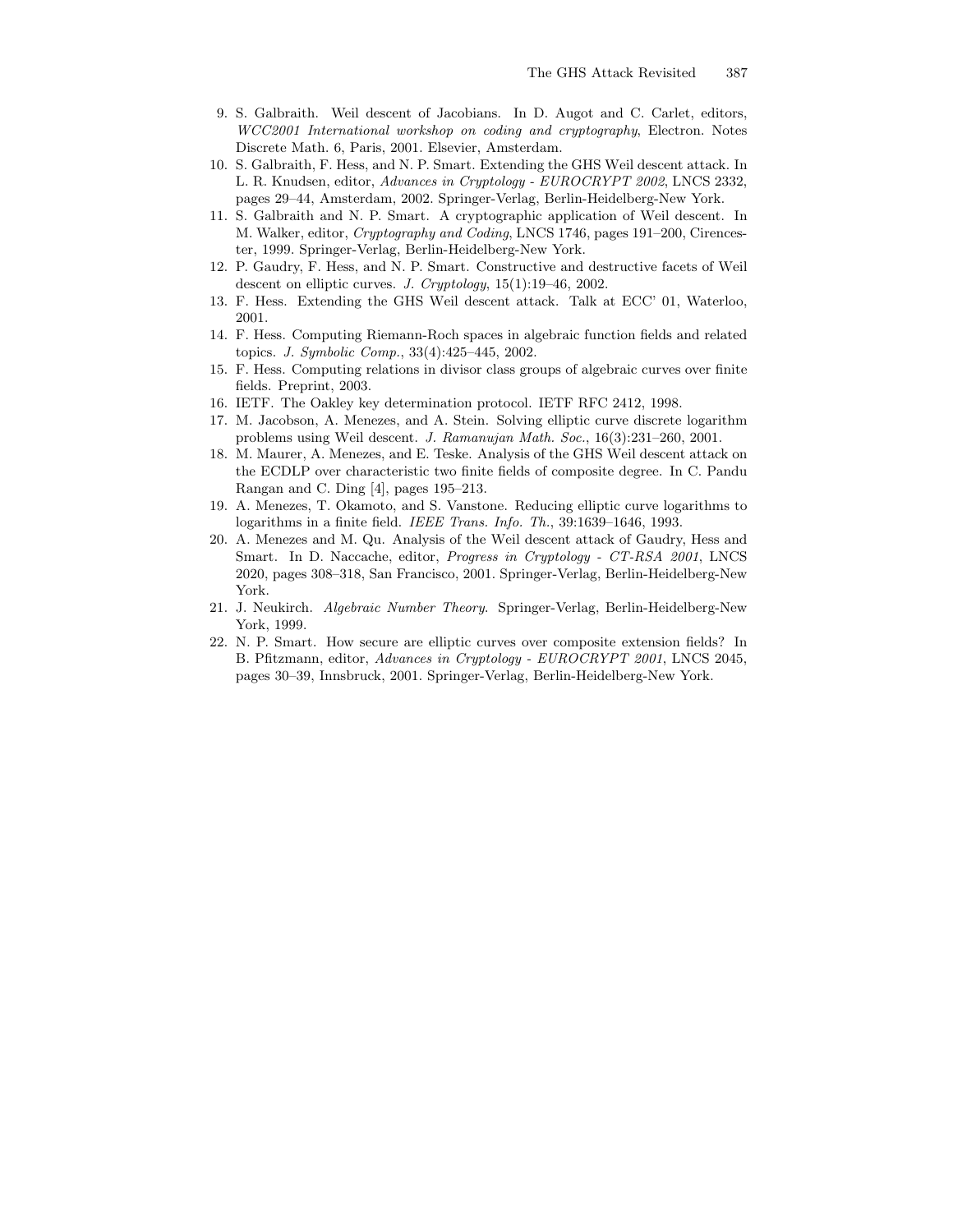9. S. Galbraith. Weil descent of Jacobians. In D. Augot and C. Carlet, editors, *WCC2001 International workshop on coding and cryptography*, Electron. Notes Discrete Math. 6, Paris, 2001. Elsevier, Amsterdam.
10. S. Galbraith, F. Hess, and N. P. Smart. Extending the GHS Weil descent attack. In L. R. Knudsen, editor, *Advances in Cryptology - EUROCRYPT 2002*, LNCS 2332, pages 29–44, Amsterdam, 2002. Springer-Verlag, Berlin-Heidelberg-New York.
11. S. Galbraith and N. P. Smart. A cryptographic application of Weil descent. In M. Walker, editor, *Cryptography and Coding*, LNCS 1746, pages 191–200, Cirencester, 1999. Springer-Verlag, Berlin-Heidelberg-New York.
12. P. Gaudry, F. Hess, and N. P. Smart. Constructive and destructive facets of Weil descent on elliptic curves. *J. Cryptology*, 15(1):19–46, 2002.
13. F. Hess. Extending the GHS Weil descent attack. Talk at ECC' 01, Waterloo, 2001.
14. F. Hess. Computing Riemann-Roch spaces in algebraic function fields and related topics. *J. Symbolic Comp.*, 33(4):425–445, 2002.
15. F. Hess. Computing relations in divisor class groups of algebraic curves over finite fields. Preprint, 2003.
16. IETF. The Oakley key determination protocol. IETF RFC 2412, 1998.
17. M. Jacobson, A. Menezes, and A. Stein. Solving elliptic curve discrete logarithm problems using Weil descent. *J. Ramanujan Math. Soc.*, 16(3):231–260, 2001.
18. M. Maurer, A. Menezes, and E. Teske. Analysis of the GHS Weil descent attack on the ECDLP over characteristic two finite fields of composite degree. In C. Pandu Rangan and C. Ding [4], pages 195–213.
19. A. Menezes, T. Okamoto, and S. Vanstone. Reducing elliptic curve logarithms to logarithms in a finite field. *IEEE Trans. Info. Th.*, 39:1639–1646, 1993.
20. A. Menezes and M. Qu. Analysis of the Weil descent attack of Gaudry, Hess and Smart. In D. Naccache, editor, *Progress in Cryptology - CT-RSA 2001*, LNCS 2020, pages 308–318, San Francisco, 2001. Springer-Verlag, Berlin-Heidelberg-New York.
21. J. Neukirch. *Algebraic Number Theory*. Springer-Verlag, Berlin-Heidelberg-New York, 1999.
22. N. P. Smart. How secure are elliptic curves over composite extension fields? In B. Pfitzmann, editor, *Advances in Cryptology - EUROCRYPT 2001*, LNCS 2045, pages 30–39, Innsbruck, 2001. Springer-Verlag, Berlin-Heidelberg-New York.